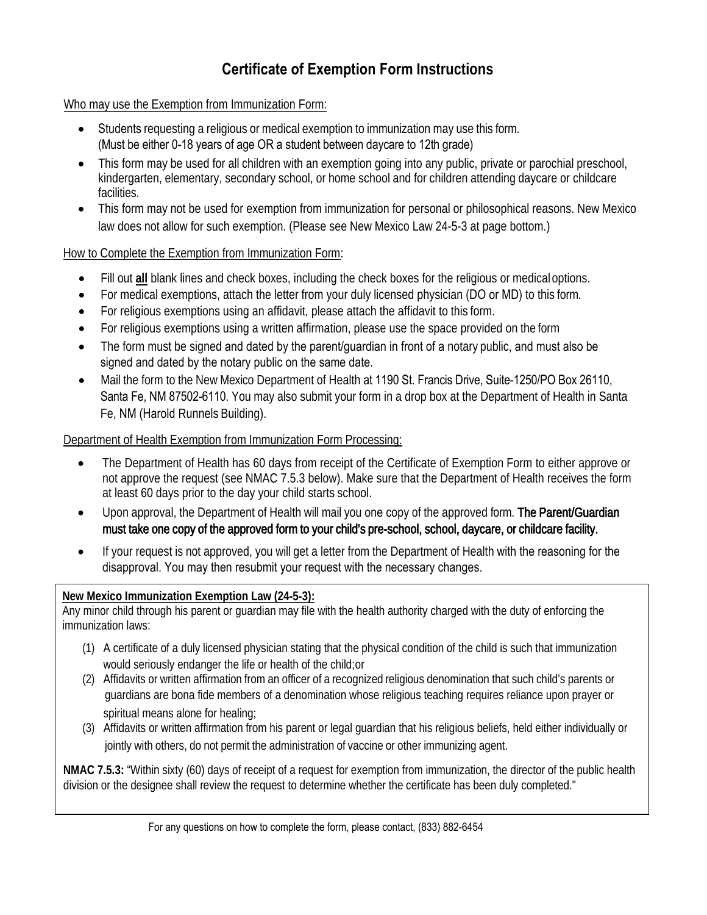# Certificate of Exemption Form Instructions

Who may use the Exemption from Immunization Form:

- Students requesting a religious or medical exemption to immunization may use this form. (Must be either 0-18 years of age OR a student between daycare to 12th grade)
- This form may be used for all children with an exemption going into any public, private or parochial preschool, kindergarten, elementary, secondary school, or home school and for children attending daycare or childcare facilities.
- This form may not be used for exemption from immunization for personal or philosophical reasons. New Mexico law does not allow for such exemption. (Please see New Mexico Law 24-5-3 at page bottom.)

How to Complete the Exemption from Immunization Form:

- Fill out **all** blank lines and check boxes, including the check boxes for the religious or medical options.
- For medical exemptions, attach the letter from your duly licensed physician (DO or MD) to this form.
- For religious exemptions using an affidavit, please attach the affidavit to this form.
- For religious exemptions using a written affirmation, please use the space provided on the form
- The form must be signed and dated by the parent/guardian in front of a notary public, and must also be signed and dated by the notary public on the same date.
- Mail the form to the New Mexico Department of Health at 1190 St. Francis Drive, Suite-1250/PO Box 26110, Santa Fe, NM 87502-6110. You may also submit your form in a drop box at the Department of Health in Santa Fe, NM (Harold Runnels Building).

Department of Health Exemption from Immunization Form Processing:

- The Department of Health has 60 days from receipt of the Certificate of Exemption Form to either approve or not approve the request (see NMAC 7.5.3 below). Make sure that the Department of Health receives the form at least 60 days prior to the day your child starts school.
- Upon approval, the Department of Health will mail you one copy of the approved form. The Parent/Guardian must take one copy of the approved form to your child's pre-school, school, daycare, or childcare facility.
- If your request is not approved, you will get a letter from the Department of Health with the reasoning for the disapproval. You may then resubmit your request with the necessary changes.

**New Mexico Immunization Exemption Law (24-5-3):**
Any minor child through his parent or guardian may file with the health authority charged with the duty of enforcing the immunization laws:

(1) A certificate of a duly licensed physician stating that the physical condition of the child is such that immunization would seriously endanger the life or health of the child;or
(2) Affidavits or written affirmation from an officer of a recognized religious denomination that such child's parents or guardians are bona fide members of a denomination whose religious teaching requires reliance upon prayer or spiritual means alone for healing;
(3) Affidavits or written affirmation from his parent or legal guardian that his religious beliefs, held either individually or jointly with others, do not permit the administration of vaccine or other immunizing agent.

**NMAC 7.5.3:** "Within sixty (60) days of receipt of a request for exemption from immunization, the director of the public health division or the designee shall review the request to determine whether the certificate has been duly completed."

For any questions on how to complete the form, please contact, (833) 882-6454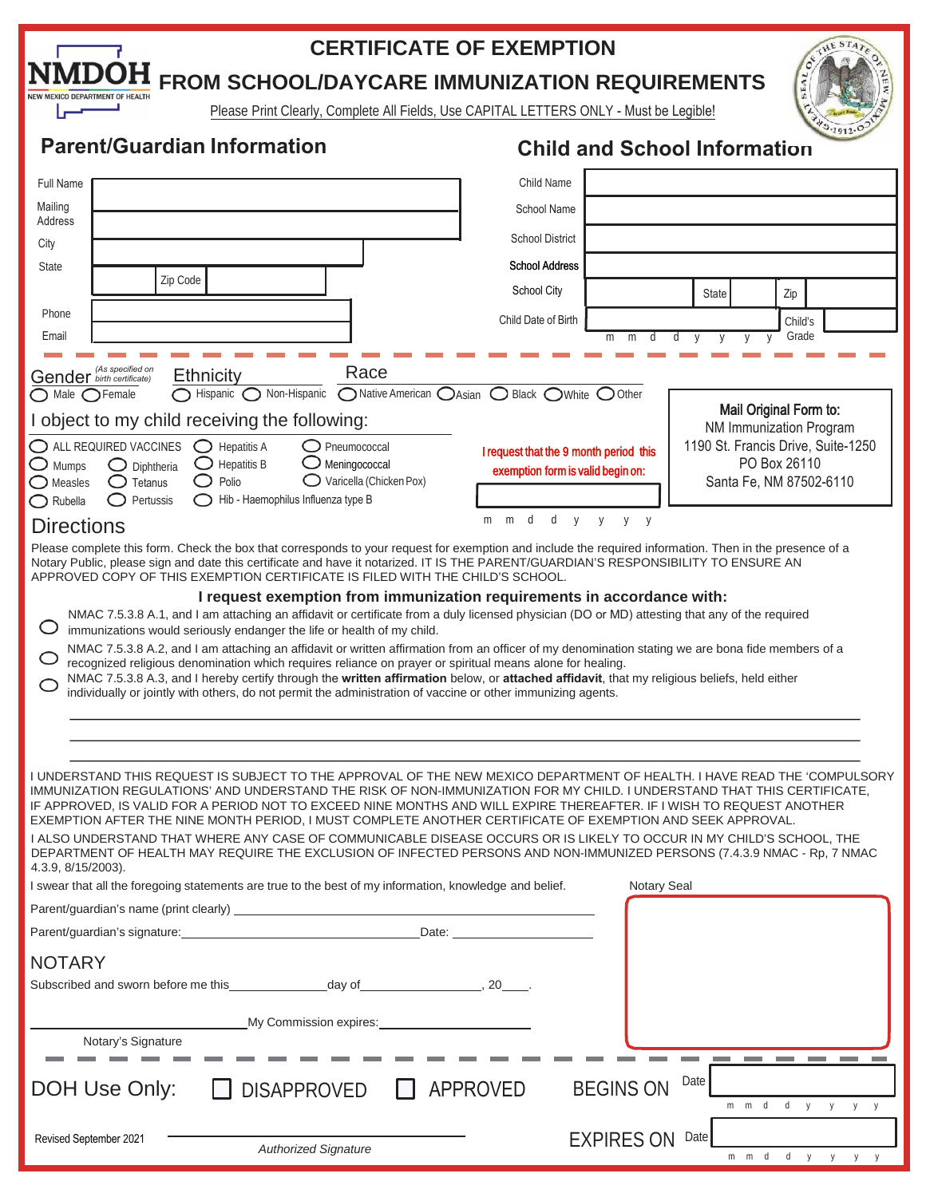# CERTIFICATE OF EXEMPTION FROM SCHOOL/DAYCARE IMMUNIZATION REQUIREMENTS

NMDOH
NEW MEXICO DEPARTMENT OF HEALTH

Please Print Clearly, Complete All Fields, Use CAPITAL LETTERS ONLY - Must be Legible!

## Parent/Guardian Information

Full Name

Mailing Address

City

State

Zip Code

Phone

Email

## Child and School Information

Child Name

School Name

School District

School Address

School City

State

Zip

Child Date of Birth (m m d d y y y y)

Child's Grade

Gender *(As specified on birth certificate)*
◯ Male ◯ Female

Ethnicity
◯ Hispanic ◯ Non-Hispanic

Race
◯ Native American ◯ Asian ◯ Black ◯ White ◯ Other

I object to my child receiving the following:

◯ ALL REQUIRED VACCINES
◯ Mumps
◯ Measles
◯ Rubella
◯ Diphtheria
◯ Tetanus
◯ Pertussis
◯ Hepatitis A
◯ Hepatitis B
◯ Polio
◯ Hib - Haemophilus Influenza type B
◯ Pneumococcal
◯ Meningococcal
◯ Varicella (Chicken Pox)

I request that the 9 month period this exemption form is valid begin on:

m m d d y y y y

**Mail Original Form to:**
NM Immunization Program
1190 St. Francis Drive, Suite-1250
PO Box 26110
Santa Fe, NM 87502-6110

## Directions

Please complete this form. Check the box that corresponds to your request for exemption and include the required information. Then in the presence of a Notary Public, please sign and date this certificate and have it notarized. IT IS THE PARENT/GUARDIAN'S RESPONSIBILITY TO ENSURE AN APPROVED COPY OF THIS EXEMPTION CERTIFICATE IS FILED WITH THE CHILD'S SCHOOL.

**I request exemption from immunization requirements in accordance with:**

◯ NMAC 7.5.3.8 A.1, and I am attaching an affidavit or certificate from a duly licensed physician (DO or MD) attesting that any of the required immunizations would seriously endanger the life or health of my child.

◯ NMAC 7.5.3.8 A.2, and I am attaching an affidavit or written affirmation from an officer of my denomination stating we are bona fide members of a recognized religious denomination which requires reliance on prayer or spiritual means alone for healing.

◯ NMAC 7.5.3.8 A.3, and I hereby certify through the **written affirmation** below, or **attached affidavit**, that my religious beliefs, held either individually or jointly with others, do not permit the administration of vaccine or other immunizing agents.

I UNDERSTAND THIS REQUEST IS SUBJECT TO THE APPROVAL OF THE NEW MEXICO DEPARTMENT OF HEALTH. I HAVE READ THE 'COMPULSORY IMMUNIZATION REGULATIONS' AND UNDERSTAND THE RISK OF NON-IMMUNIZATION FOR MY CHILD. I UNDERSTAND THAT THIS CERTIFICATE, IF APPROVED, IS VALID FOR A PERIOD NOT TO EXCEED NINE MONTHS AND WILL EXPIRE THEREAFTER. IF I WISH TO REQUEST ANOTHER EXEMPTION AFTER THE NINE MONTH PERIOD, I MUST COMPLETE ANOTHER CERTIFICATE OF EXEMPTION AND SEEK APPROVAL.

I ALSO UNDERSTAND THAT WHERE ANY CASE OF COMMUNICABLE DISEASE OCCURS OR IS LIKELY TO OCCUR IN MY CHILD'S SCHOOL, THE DEPARTMENT OF HEALTH MAY REQUIRE THE EXCLUSION OF INFECTED PERSONS AND NON-IMMUNIZED PERSONS (7.4.3.9 NMAC - Rp, 7 NMAC 4.3.9, 8/15/2003).

I swear that all the foregoing statements are true to the best of my information, knowledge and belief.

Notary Seal

Parent/guardian's name (print clearly) ______________________

Parent/guardian's signature: ______________________ Date: ____________

## NOTARY

Subscribed and sworn before me this __________ day of ______________, 20____.

______________________ My Commission expires: ______________________

Notary's Signature

## DOH Use Only:

☐ DISAPPROVED ☐ APPROVED

BEGINS ON Date (m m d d y y y y)

EXPIRES ON Date (m m d d y y y y)

Revised September 2021

______________________
*Authorized Signature*